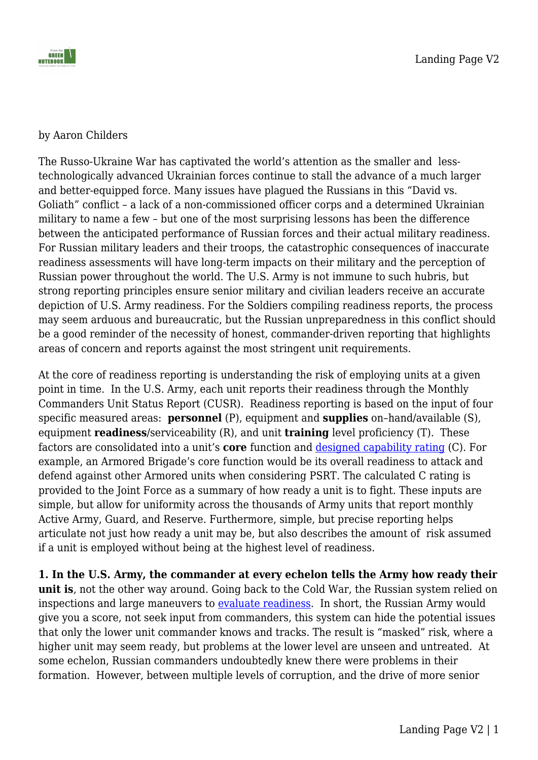by Aaron Childers

The Russo-Ukraine War has captivated the world's attention as the smaller and less-technologically advanced Ukrainian forces continue to stall the advance of a much larger and better-equipped force. Many issues have plagued the Russians in this "David vs. Goliath" conflict – a lack of a non-commissioned officer corps and a determined Ukrainian military to name a few – but one of the most surprising lessons has been the difference between the anticipated performance of Russian forces and their actual military readiness. For Russian military leaders and their troops, the catastrophic consequences of inaccurate readiness assessments will have long-term impacts on their military and the perception of Russian power throughout the world. The U.S. Army is not immune to such hubris, but strong reporting principles ensure senior military and civilian leaders receive an accurate depiction of U.S. Army readiness. For the Soldiers compiling readiness reports, the process may seem arduous and bureaucratic, but the Russian unpreparedness in this conflict should be a good reminder of the necessity of honest, commander-driven reporting that highlights areas of concern and reports against the most stringent unit requirements.

At the core of readiness reporting is understanding the risk of employing units at a given point in time. In the U.S. Army, each unit reports their readiness through the Monthly Commanders Unit Status Report (CUSR). Readiness reporting is based on the input of four specific measured areas: **personnel** (P), equipment and **supplies** on–hand/available (S), equipment **readiness**/serviceability (R), and unit **training** level proficiency (T). These factors are consolidated into a unit's **core** function and [designed capability rating](#) (C). For example, an Armored Brigade's core function would be its overall readiness to attack and defend against other Armored units when considering PSRT. The calculated C rating is provided to the Joint Force as a summary of how ready a unit is to fight. These inputs are simple, but allow for uniformity across the thousands of Army units that report monthly Active Army, Guard, and Reserve. Furthermore, simple, but precise reporting helps articulate not just how ready a unit may be, but also describes the amount of risk assumed if a unit is employed without being at the highest level of readiness.

**1. In the U.S. Army, the commander at every echelon tells the Army how ready their unit is**, not the other way around. Going back to the Cold War, the Russian system relied on inspections and large maneuvers to [evaluate readiness](#). In short, the Russian Army would give you a score, not seek input from commanders, this system can hide the potential issues that only the lower unit commander knows and tracks. The result is "masked" risk, where a higher unit may seem ready, but problems at the lower level are unseen and untreated. At some echelon, Russian commanders undoubtedly knew there were problems in their formation. However, between multiple levels of corruption, and the drive of more senior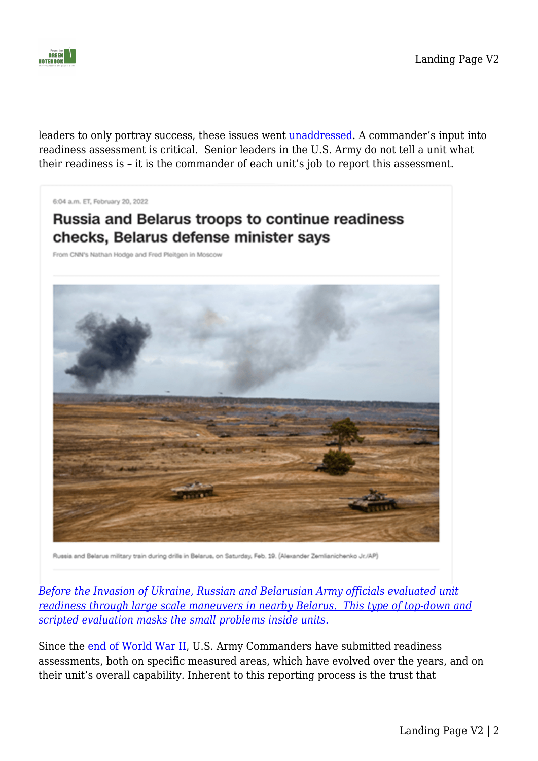leaders to only portray success, these issues went [unaddressed](). A commander's input into readiness assessment is critical. Senior leaders in the U.S. Army do not tell a unit what their readiness is – it is the commander of each unit's job to report this assessment.

*[Before the Invasion of Ukraine, Russian and Belarusian Army officials evaluated unit readiness through large scale maneuvers in nearby Belarus. This type of top-down and scripted evaluation masks the small problems inside units.]()*

Since the [end of World War II](), U.S. Army Commanders have submitted readiness assessments, both on specific measured areas, which have evolved over the years, and on their unit's overall capability. Inherent to this reporting process is the trust that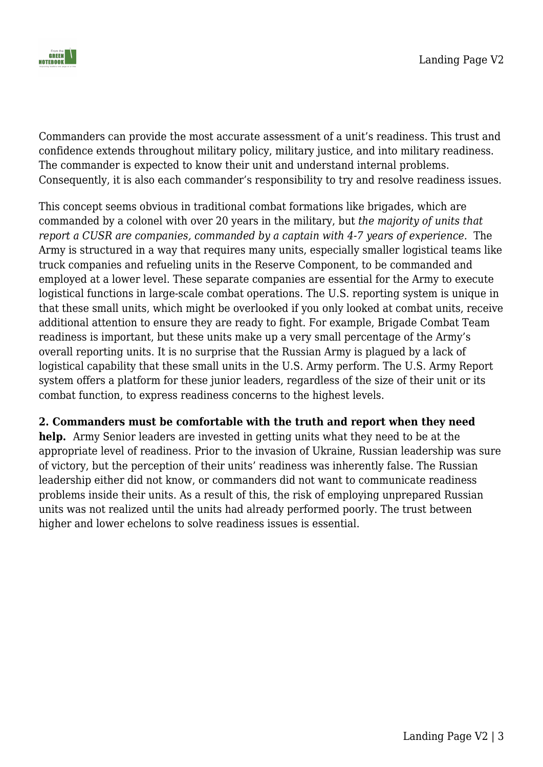Commanders can provide the most accurate assessment of a unit's readiness. This trust and confidence extends throughout military policy, military justice, and into military readiness. The commander is expected to know their unit and understand internal problems. Consequently, it is also each commander's responsibility to try and resolve readiness issues.

This concept seems obvious in traditional combat formations like brigades, which are commanded by a colonel with over 20 years in the military, but *the majority of units that report a CUSR are companies, commanded by a captain with 4-7 years of experience.* The Army is structured in a way that requires many units, especially smaller logistical teams like truck companies and refueling units in the Reserve Component, to be commanded and employed at a lower level. These separate companies are essential for the Army to execute logistical functions in large-scale combat operations. The U.S. reporting system is unique in that these small units, which might be overlooked if you only looked at combat units, receive additional attention to ensure they are ready to fight. For example, Brigade Combat Team readiness is important, but these units make up a very small percentage of the Army's overall reporting units. It is no surprise that the Russian Army is plagued by a lack of logistical capability that these small units in the U.S. Army perform. The U.S. Army Report system offers a platform for these junior leaders, regardless of the size of their unit or its combat function, to express readiness concerns to the highest levels.

**2. Commanders must be comfortable with the truth and report when they need help.** Army Senior leaders are invested in getting units what they need to be at the appropriate level of readiness. Prior to the invasion of Ukraine, Russian leadership was sure of victory, but the perception of their units' readiness was inherently false. The Russian leadership either did not know, or commanders did not want to communicate readiness problems inside their units. As a result of this, the risk of employing unprepared Russian units was not realized until the units had already performed poorly. The trust between higher and lower echelons to solve readiness issues is essential.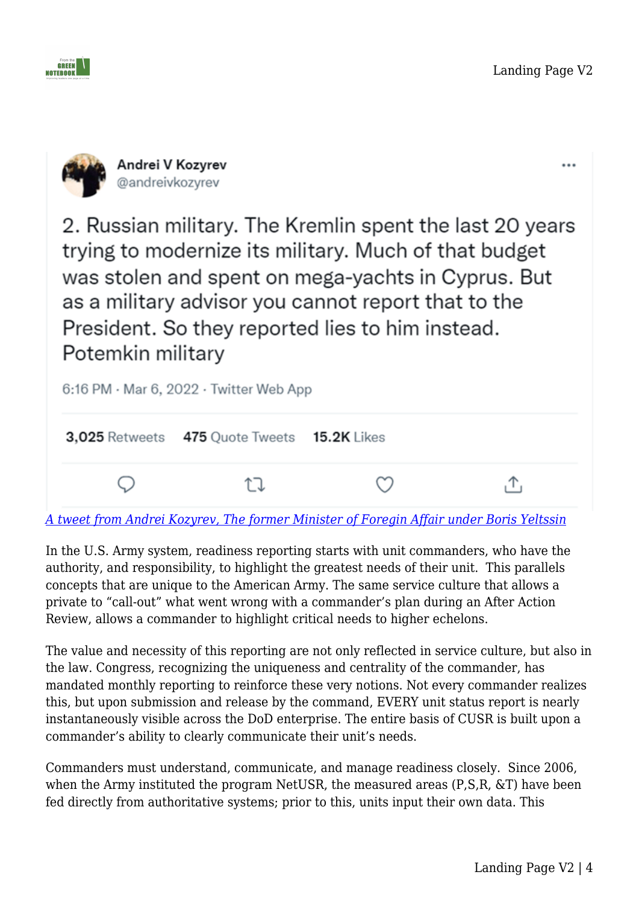Andrei V Kozyrev
@andreivkozyrev

2. Russian military. The Kremlin spent the last 20 years trying to modernize its military. Much of that budget was stolen and spent on mega-yachts in Cyprus. But as a military advisor you cannot report that to the President. So they reported lies to him instead. Potemkin military

6:16 PM · Mar 6, 2022 · Twitter Web App

3,025 Retweets 475 Quote Tweets 15.2K Likes

*A tweet from Andrei Kozyrev, The former Minister of Foregin Affair under Boris Yeltssin*

In the U.S. Army system, readiness reporting starts with unit commanders, who have the authority, and responsibility, to highlight the greatest needs of their unit. This parallels concepts that are unique to the American Army. The same service culture that allows a private to "call-out" what went wrong with a commander's plan during an After Action Review, allows a commander to highlight critical needs to higher echelons.

The value and necessity of this reporting are not only reflected in service culture, but also in the law. Congress, recognizing the uniqueness and centrality of the commander, has mandated monthly reporting to reinforce these very notions. Not every commander realizes this, but upon submission and release by the command, EVERY unit status report is nearly instantaneously visible across the DoD enterprise. The entire basis of CUSR is built upon a commander's ability to clearly communicate their unit's needs.

Commanders must understand, communicate, and manage readiness closely. Since 2006, when the Army instituted the program NetUSR, the measured areas (P,S,R, &T) have been fed directly from authoritative systems; prior to this, units input their own data. This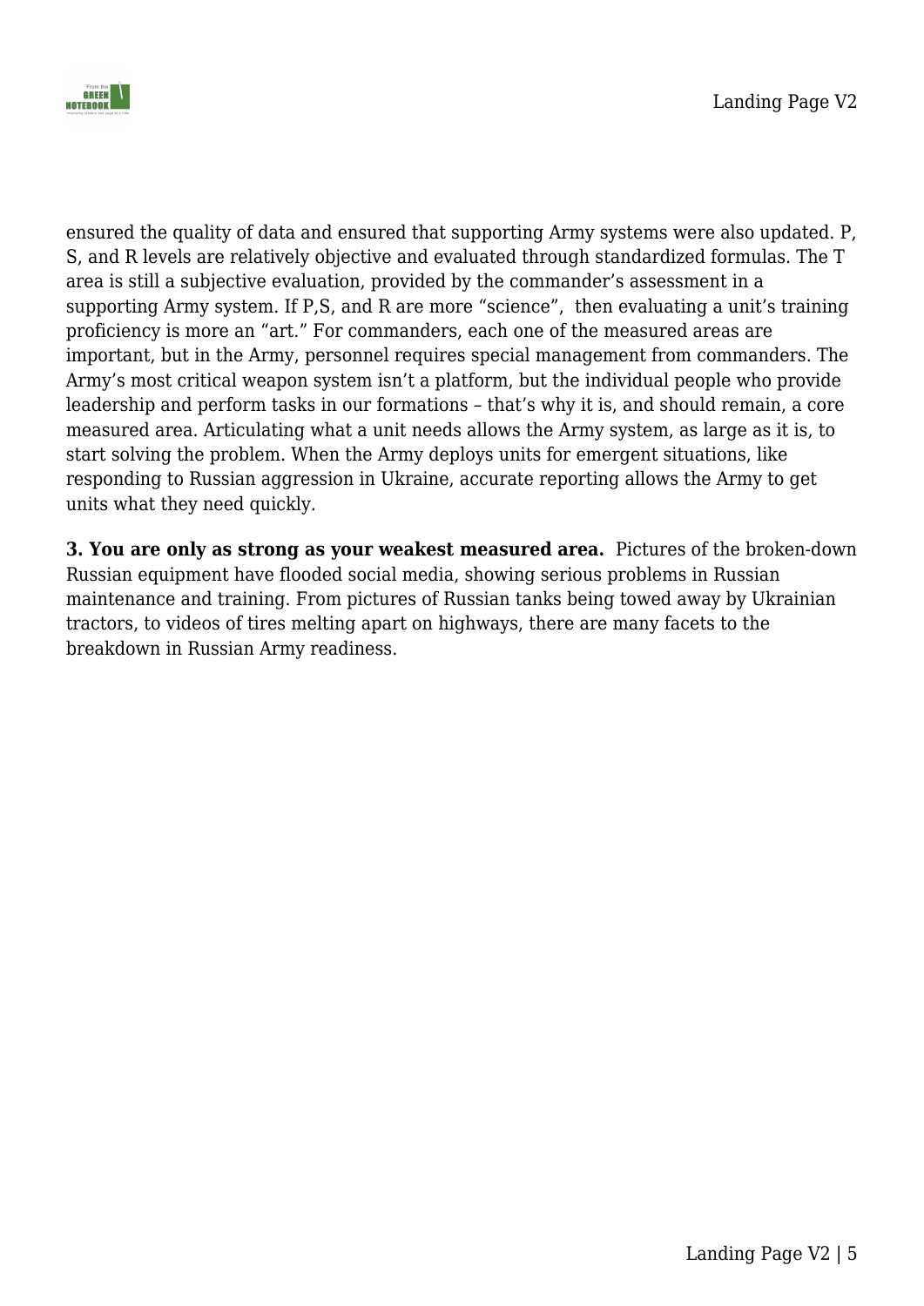ensured the quality of data and ensured that supporting Army systems were also updated. P, S, and R levels are relatively objective and evaluated through standardized formulas. The T area is still a subjective evaluation, provided by the commander's assessment in a supporting Army system. If P,S, and R are more "science", then evaluating a unit's training proficiency is more an "art." For commanders, each one of the measured areas are important, but in the Army, personnel requires special management from commanders. The Army's most critical weapon system isn't a platform, but the individual people who provide leadership and perform tasks in our formations – that's why it is, and should remain, a core measured area. Articulating what a unit needs allows the Army system, as large as it is, to start solving the problem. When the Army deploys units for emergent situations, like responding to Russian aggression in Ukraine, accurate reporting allows the Army to get units what they need quickly.

**3. You are only as strong as your weakest measured area.** Pictures of the broken-down Russian equipment have flooded social media, showing serious problems in Russian maintenance and training. From pictures of Russian tanks being towed away by Ukrainian tractors, to videos of tires melting apart on highways, there are many facets to the breakdown in Russian Army readiness.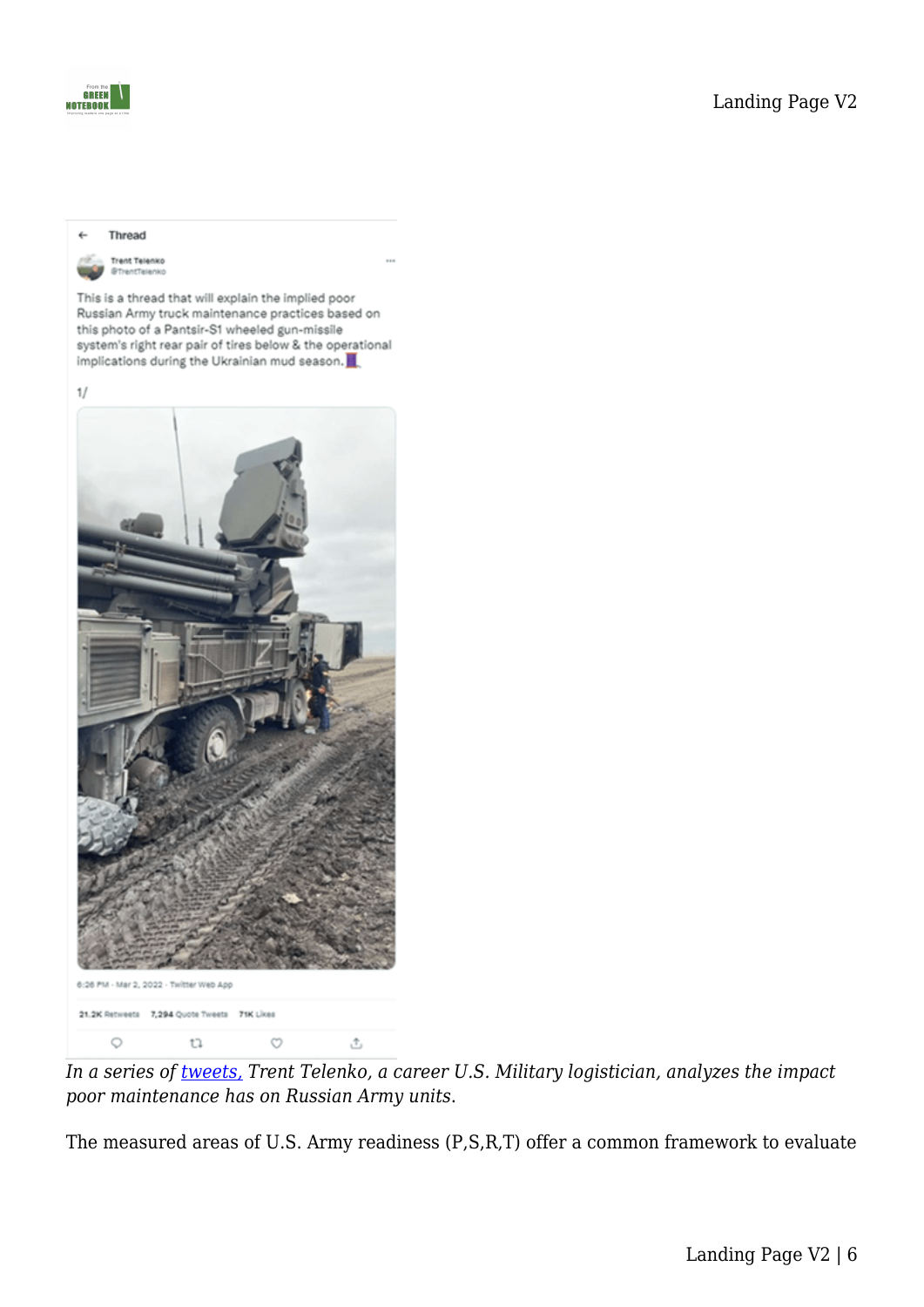*In a series of [tweets,](tweets) Trent Telenko, a career U.S. Military logistician, analyzes the impact poor maintenance has on Russian Army units.*

The measured areas of U.S. Army readiness (P,S,R,T) offer a common framework to evaluate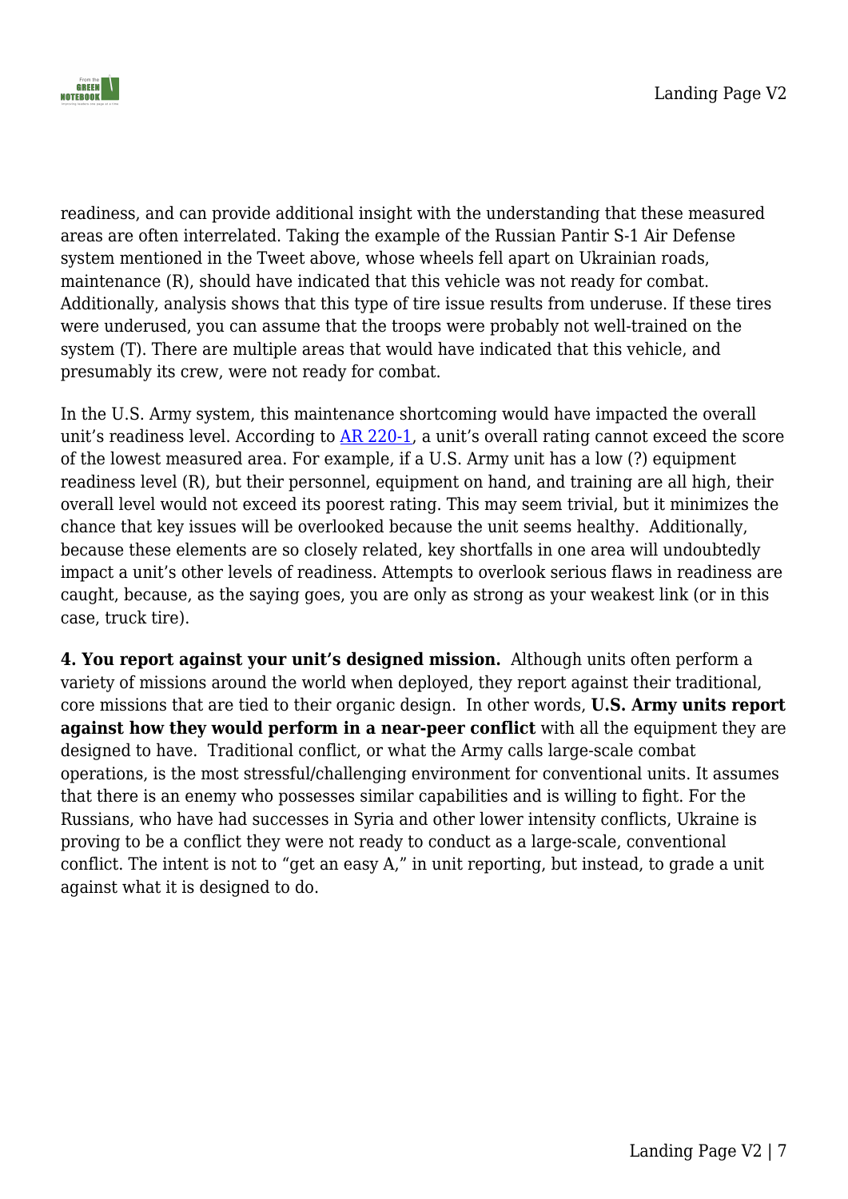readiness, and can provide additional insight with the understanding that these measured areas are often interrelated. Taking the example of the Russian Pantir S-1 Air Defense system mentioned in the Tweet above, whose wheels fell apart on Ukrainian roads, maintenance (R), should have indicated that this vehicle was not ready for combat. Additionally, analysis shows that this type of tire issue results from underuse. If these tires were underused, you can assume that the troops were probably not well-trained on the system (T). There are multiple areas that would have indicated that this vehicle, and presumably its crew, were not ready for combat.

In the U.S. Army system, this maintenance shortcoming would have impacted the overall unit's readiness level. According to [AR 220-1](), a unit's overall rating cannot exceed the score of the lowest measured area. For example, if a U.S. Army unit has a low (?) equipment readiness level (R), but their personnel, equipment on hand, and training are all high, their overall level would not exceed its poorest rating. This may seem trivial, but it minimizes the chance that key issues will be overlooked because the unit seems healthy. Additionally, because these elements are so closely related, key shortfalls in one area will undoubtedly impact a unit's other levels of readiness. Attempts to overlook serious flaws in readiness are caught, because, as the saying goes, you are only as strong as your weakest link (or in this case, truck tire).

**4. You report against your unit's designed mission.** Although units often perform a variety of missions around the world when deployed, they report against their traditional, core missions that are tied to their organic design. In other words, **U.S. Army units report against how they would perform in a near-peer conflict** with all the equipment they are designed to have. Traditional conflict, or what the Army calls large-scale combat operations, is the most stressful/challenging environment for conventional units. It assumes that there is an enemy who possesses similar capabilities and is willing to fight. For the Russians, who have had successes in Syria and other lower intensity conflicts, Ukraine is proving to be a conflict they were not ready to conduct as a large-scale, conventional conflict. The intent is not to "get an easy A," in unit reporting, but instead, to grade a unit against what it is designed to do.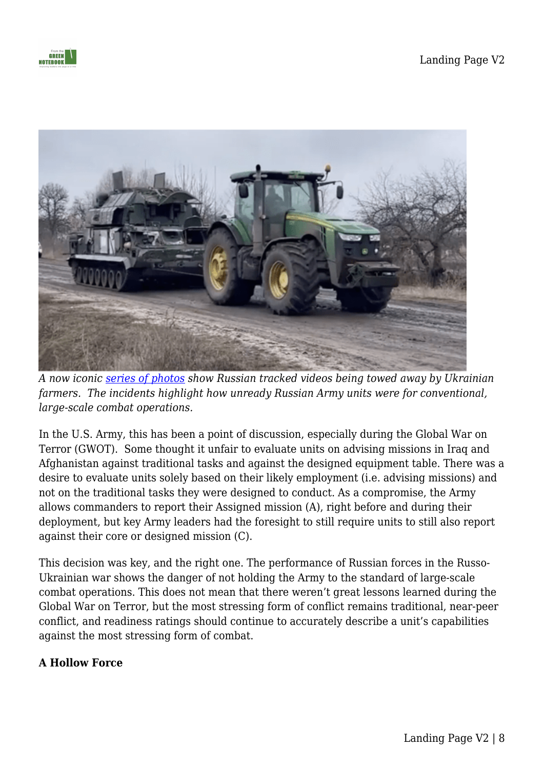*A now iconic [series of photos](#) show Russian tracked videos being towed away by Ukrainian farmers. The incidents highlight how unready Russian Army units were for conventional, large-scale combat operations.*

In the U.S. Army, this has been a point of discussion, especially during the Global War on Terror (GWOT). Some thought it unfair to evaluate units on advising missions in Iraq and Afghanistan against traditional tasks and against the designed equipment table. There was a desire to evaluate units solely based on their likely employment (i.e. advising missions) and not on the traditional tasks they were designed to conduct. As a compromise, the Army allows commanders to report their Assigned mission (A), right before and during their deployment, but key Army leaders had the foresight to still require units to still also report against their core or designed mission (C).

This decision was key, and the right one. The performance of Russian forces in the Russo-Ukrainian war shows the danger of not holding the Army to the standard of large-scale combat operations. This does not mean that there weren't great lessons learned during the Global War on Terror, but the most stressing form of conflict remains traditional, near-peer conflict, and readiness ratings should continue to accurately describe a unit's capabilities against the most stressing form of combat.

**A Hollow Force**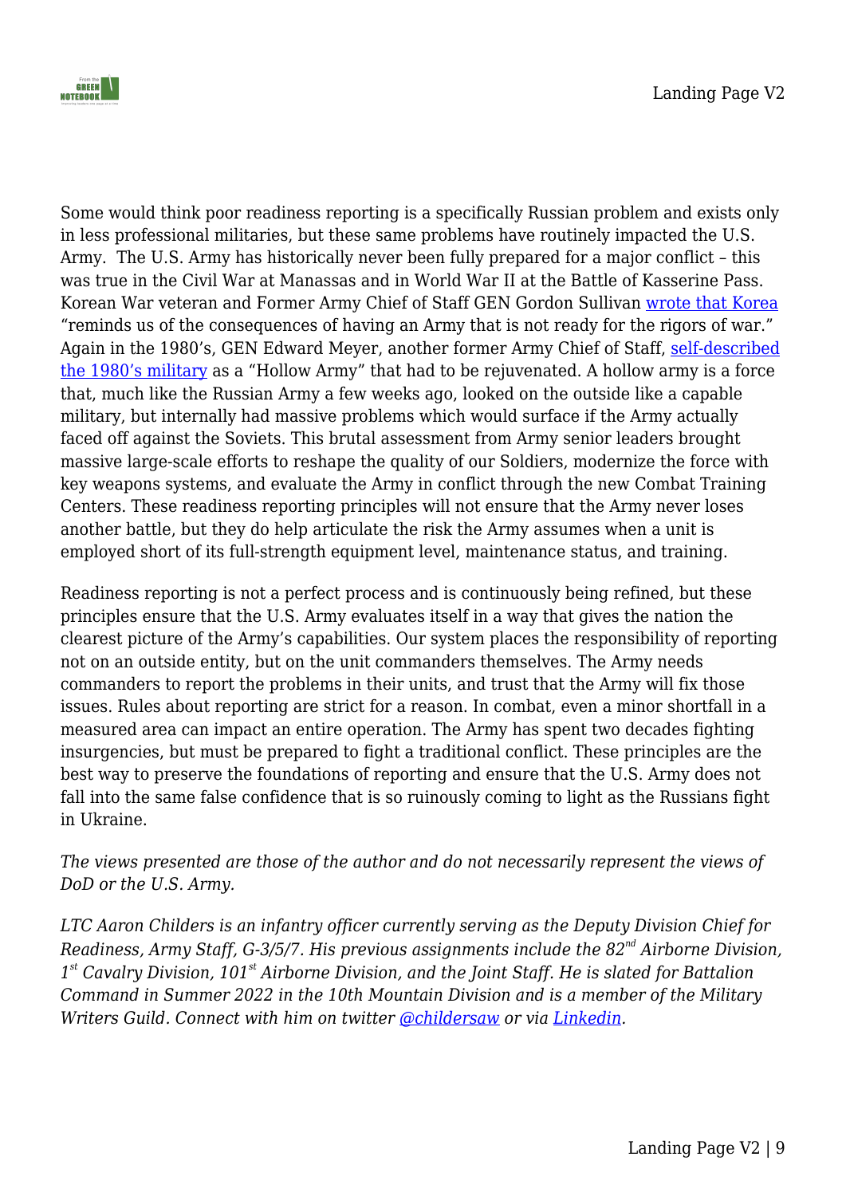Some would think poor readiness reporting is a specifically Russian problem and exists only in less professional militaries, but these same problems have routinely impacted the U.S. Army. The U.S. Army has historically never been fully prepared for a major conflict – this was true in the Civil War at Manassas and in World War II at the Battle of Kasserine Pass. Korean War veteran and Former Army Chief of Staff GEN Gordon Sullivan [wrote that Korea](#) "reminds us of the consequences of having an Army that is not ready for the rigors of war." Again in the 1980's, GEN Edward Meyer, another former Army Chief of Staff, [self-described the 1980's military](#) as a "Hollow Army" that had to be rejuvenated. A hollow army is a force that, much like the Russian Army a few weeks ago, looked on the outside like a capable military, but internally had massive problems which would surface if the Army actually faced off against the Soviets. This brutal assessment from Army senior leaders brought massive large-scale efforts to reshape the quality of our Soldiers, modernize the force with key weapons systems, and evaluate the Army in conflict through the new Combat Training Centers. These readiness reporting principles will not ensure that the Army never loses another battle, but they do help articulate the risk the Army assumes when a unit is employed short of its full-strength equipment level, maintenance status, and training.

Readiness reporting is not a perfect process and is continuously being refined, but these principles ensure that the U.S. Army evaluates itself in a way that gives the nation the clearest picture of the Army's capabilities. Our system places the responsibility of reporting not on an outside entity, but on the unit commanders themselves. The Army needs commanders to report the problems in their units, and trust that the Army will fix those issues. Rules about reporting are strict for a reason. In combat, even a minor shortfall in a measured area can impact an entire operation. The Army has spent two decades fighting insurgencies, but must be prepared to fight a traditional conflict. These principles are the best way to preserve the foundations of reporting and ensure that the U.S. Army does not fall into the same false confidence that is so ruinously coming to light as the Russians fight in Ukraine.

*The views presented are those of the author and do not necessarily represent the views of DoD or the U.S. Army.*

*LTC Aaron Childers is an infantry officer currently serving as the Deputy Division Chief for Readiness, Army Staff, G-3/5/7. His previous assignments include the 82nd Airborne Division, 1st Cavalry Division, 101st Airborne Division, and the Joint Staff. He is slated for Battalion Command in Summer 2022 in the 10th Mountain Division and is a member of the Military Writers Guild. Connect with him on twitter [@childersaw](#) or via [Linkedin](#).*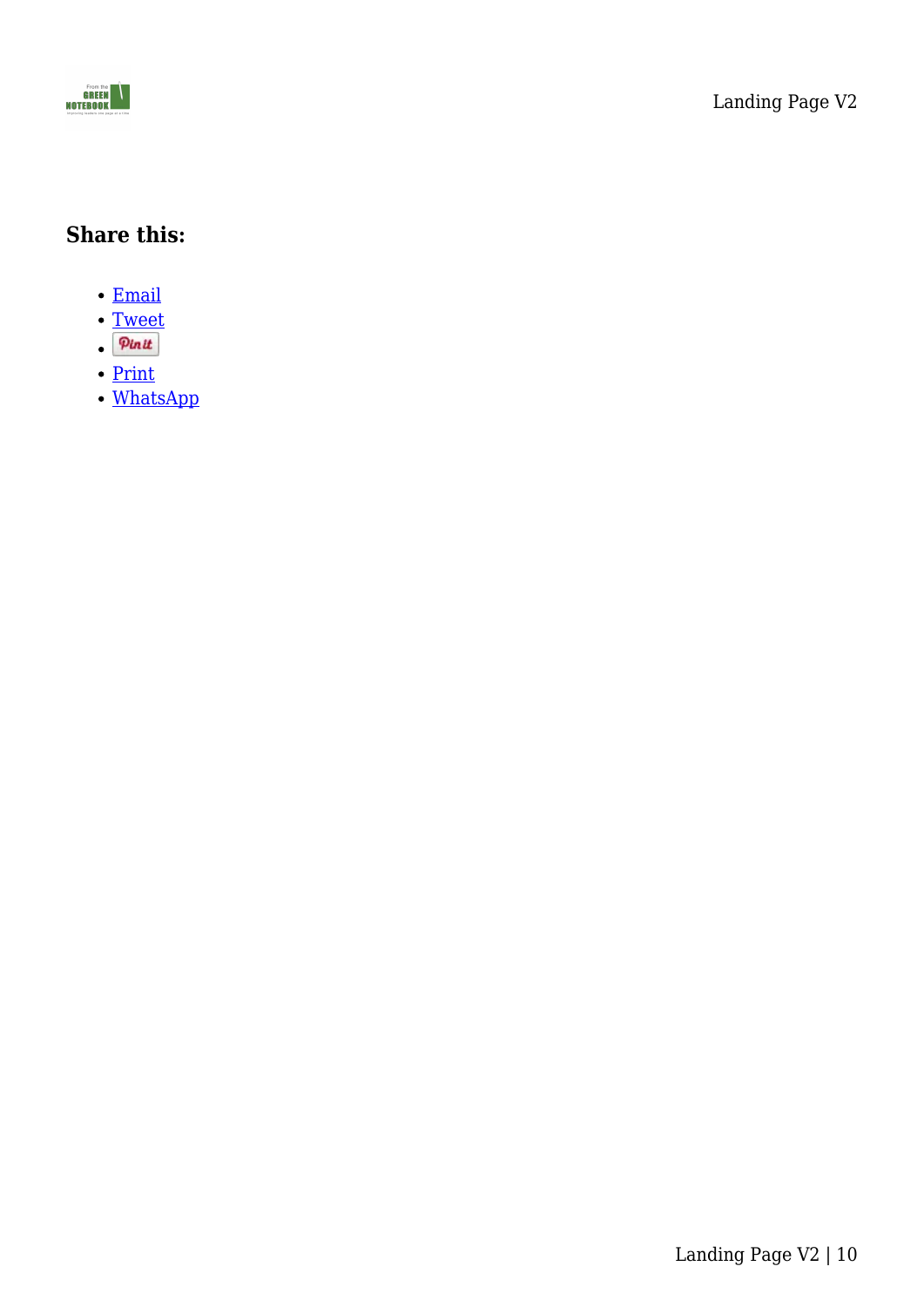### Share this:

- Email
- Tweet
- Pin it
- Print
- WhatsApp